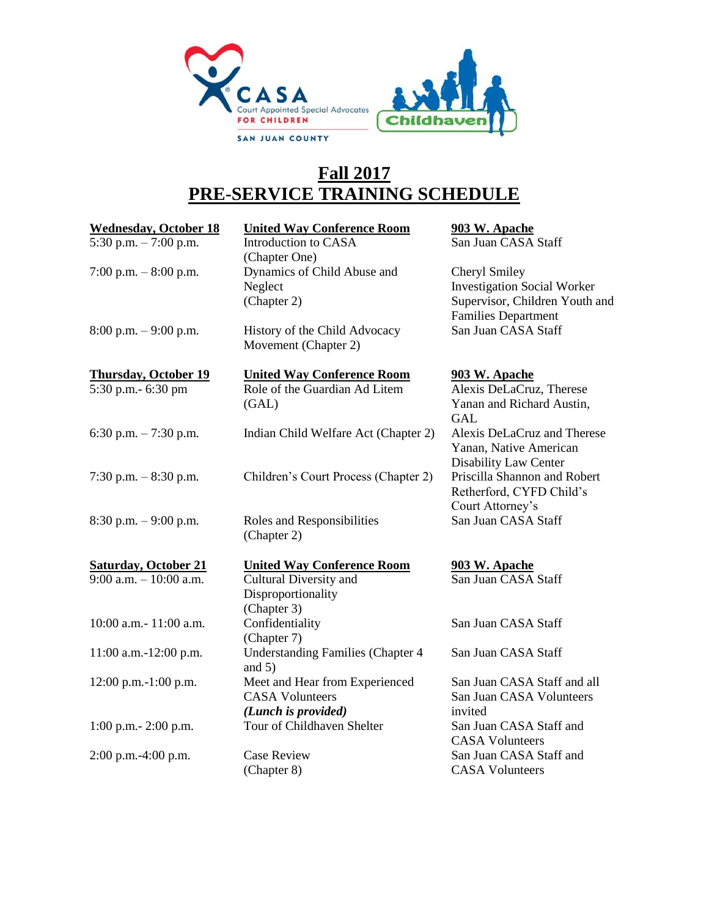# Fall 2017
# PRE-SERVICE TRAINING SCHEDULE

| **Wednesday, October 18** | **United Way Conference Room** | **903 W. Apache** |
|---|---|---|
| 5:30 p.m. – 7:00 p.m. | Introduction to CASA (Chapter One) | San Juan CASA Staff |
| 7:00 p.m. – 8:00 p.m. | Dynamics of Child Abuse and Neglect (Chapter 2) | Cheryl Smiley Investigation Social Worker Supervisor, Children Youth and Families Department |
| 8:00 p.m. – 9:00 p.m. | History of the Child Advocacy Movement (Chapter 2) | San Juan CASA Staff |

| **Thursday, October 19** | **United Way Conference Room** | **903 W. Apache** |
|---|---|---|
| 5:30 p.m.- 6:30 pm | Role of the Guardian Ad Litem (GAL) | Alexis DeLaCruz, Therese Yanan and Richard Austin, GAL |
| 6:30 p.m. – 7:30 p.m. | Indian Child Welfare Act (Chapter 2) | Alexis DeLaCruz and Therese Yanan, Native American Disability Law Center |
| 7:30 p.m. – 8:30 p.m. | Children's Court Process (Chapter 2) | Priscilla Shannon and Robert Retherford, CYFD Child's Court Attorney's |
| 8:30 p.m. – 9:00 p.m. | Roles and Responsibilities (Chapter 2) | San Juan CASA Staff |

| **Saturday, October 21** | **United Way Conference Room** | **903 W. Apache** |
|---|---|---|
| 9:00 a.m. – 10:00 a.m. | Cultural Diversity and Disproportionality (Chapter 3) | San Juan CASA Staff |
| 10:00 a.m.- 11:00 a.m. | Confidentiality (Chapter 7) | San Juan CASA Staff |
| 11:00 a.m.-12:00 p.m. | Understanding Families (Chapter 4 and 5) | San Juan CASA Staff |
| 12:00 p.m.-1:00 p.m. | Meet and Hear from Experienced CASA Volunteers ***(Lunch is provided)*** | San Juan CASA Staff and all San Juan CASA Volunteers invited |
| 1:00 p.m.- 2:00 p.m. | Tour of Childhaven Shelter | San Juan CASA Staff and CASA Volunteers |
| 2:00 p.m.-4:00 p.m. | Case Review (Chapter 8) | San Juan CASA Staff and CASA Volunteers |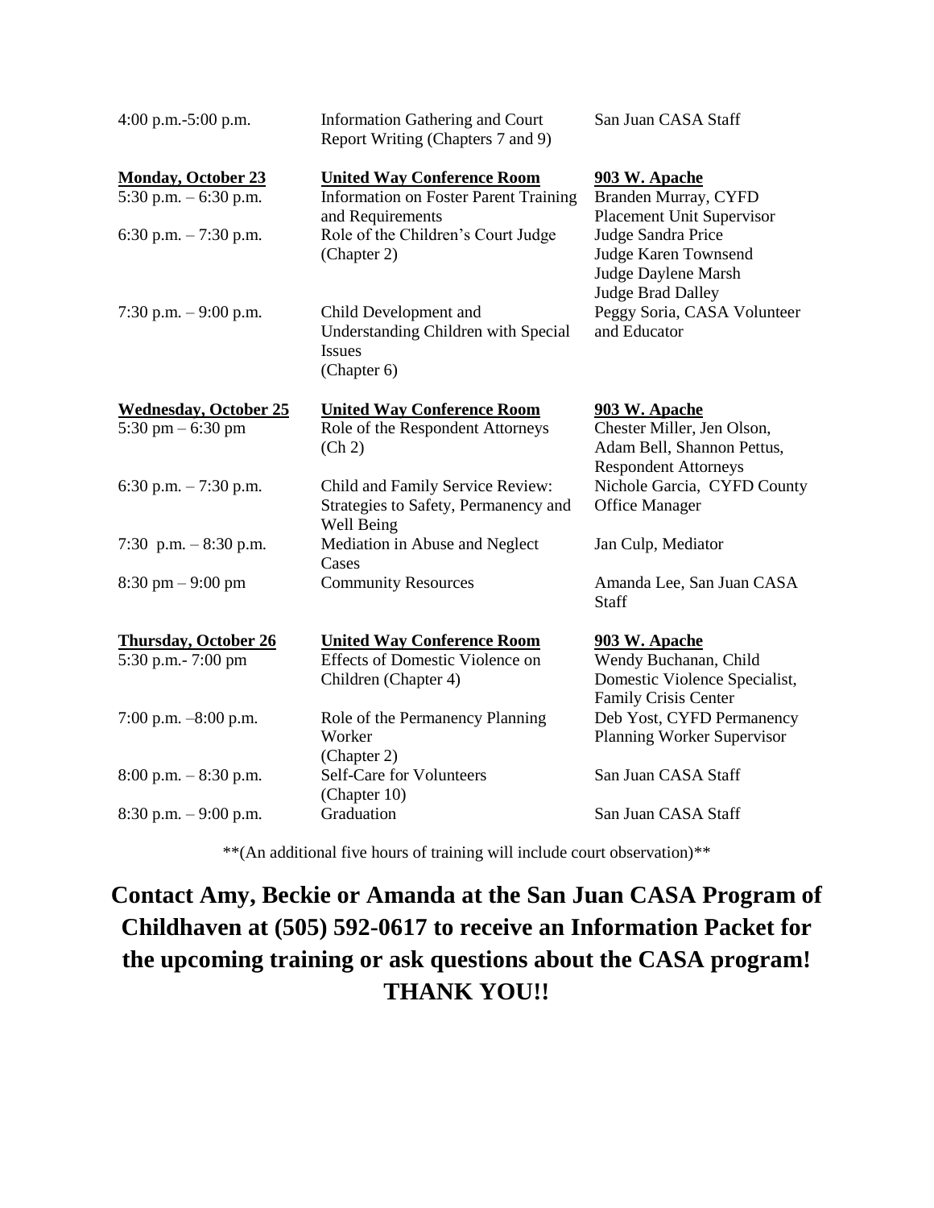| | | |
|---|---|---|
| 4:00 p.m.-5:00 p.m. | Information Gathering and Court Report Writing (Chapters 7 and 9) | San Juan CASA Staff |
| **<u>Monday, October 23</u>** | **<u>United Way Conference Room</u>** | **<u>903 W. Apache</u>** |
| 5:30 p.m. – 6:30 p.m. | Information on Foster Parent Training and Requirements | Branden Murray, CYFD Placement Unit Supervisor |
| 6:30 p.m. – 7:30 p.m. | Role of the Children's Court Judge (Chapter 2) | Judge Sandra Price<br>Judge Karen Townsend<br>Judge Daylene Marsh<br>Judge Brad Dalley |
| 7:30 p.m. – 9:00 p.m. | Child Development and Understanding Children with Special Issues (Chapter 6) | Peggy Soria, CASA Volunteer and Educator |
| **<u>Wednesday, October 25</u>** | **<u>United Way Conference Room</u>** | **<u>903 W. Apache</u>** |
| 5:30 pm – 6:30 pm | Role of the Respondent Attorneys (Ch 2) | Chester Miller, Jen Olson, Adam Bell, Shannon Pettus, Respondent Attorneys |
| 6:30 p.m. – 7:30 p.m. | Child and Family Service Review: Strategies to Safety, Permanency and Well Being | Nichole Garcia, CYFD County Office Manager |
| 7:30 p.m. – 8:30 p.m. | Mediation in Abuse and Neglect Cases | Jan Culp, Mediator |
| 8:30 pm – 9:00 pm | Community Resources | Amanda Lee, San Juan CASA Staff |
| **<u>Thursday, October 26</u>** | **<u>United Way Conference Room</u>** | **<u>903 W. Apache</u>** |
| 5:30 p.m.- 7:00 pm | Effects of Domestic Violence on Children (Chapter 4) | Wendy Buchanan, Child Domestic Violence Specialist, Family Crisis Center |
| 7:00 p.m. –8:00 p.m. | Role of the Permanency Planning Worker (Chapter 2) | Deb Yost, CYFD Permanency Planning Worker Supervisor |
| 8:00 p.m. – 8:30 p.m. | Self-Care for Volunteers (Chapter 10) | San Juan CASA Staff |
| 8:30 p.m. – 9:00 p.m. | Graduation | San Juan CASA Staff |

**(An additional five hours of training will include court observation)**

**Contact Amy, Beckie or Amanda at the San Juan CASA Program of Childhaven at (505) 592-0617 to receive an Information Packet for the upcoming training or ask questions about the CASA program! THANK YOU!!**